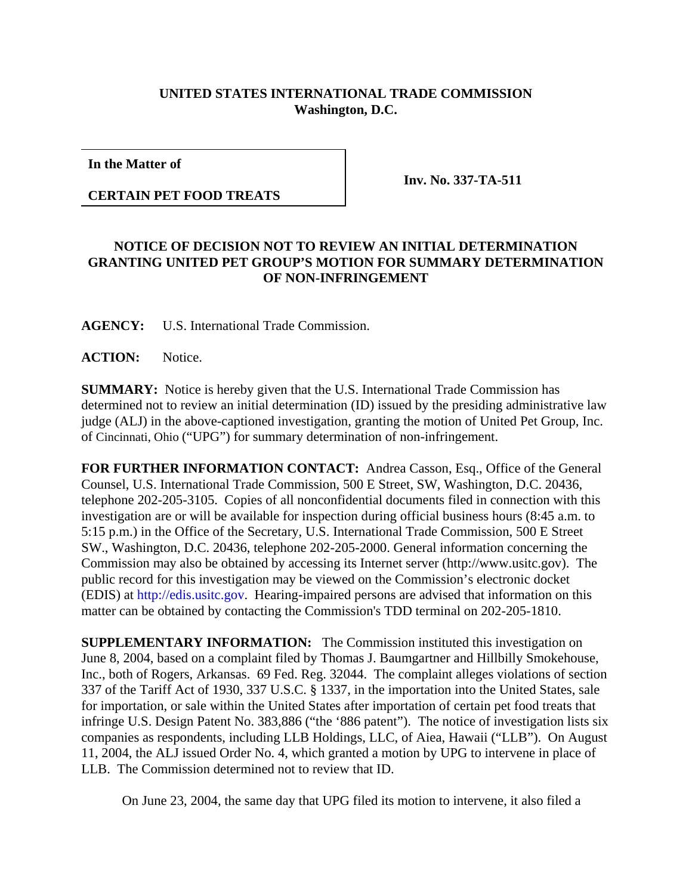**UNITED STATES INTERNATIONAL TRADE COMMISSION**
**Washington, D.C.**

| | |
|---|---|
| **In the Matter of**<br><br>**CERTAIN PET FOOD TREATS** | **Inv. No. 337-TA-511** |

**NOTICE OF DECISION NOT TO REVIEW AN INITIAL DETERMINATION GRANTING UNITED PET GROUP'S MOTION FOR SUMMARY DETERMINATION OF NON-INFRINGEMENT**

**AGENCY:** U.S. International Trade Commission.

**ACTION:** Notice.

**SUMMARY:** Notice is hereby given that the U.S. International Trade Commission has determined not to review an initial determination (ID) issued by the presiding administrative law judge (ALJ) in the above-captioned investigation, granting the motion of United Pet Group, Inc. of Cincinnati, Ohio ("UPG") for summary determination of non-infringement.

**FOR FURTHER INFORMATION CONTACT:** Andrea Casson, Esq., Office of the General Counsel, U.S. International Trade Commission, 500 E Street, SW, Washington, D.C. 20436, telephone 202-205-3105. Copies of all nonconfidential documents filed in connection with this investigation are or will be available for inspection during official business hours (8:45 a.m. to 5:15 p.m.) in the Office of the Secretary, U.S. International Trade Commission, 500 E Street SW., Washington, D.C. 20436, telephone 202-205-2000. General information concerning the Commission may also be obtained by accessing its Internet server (http://www.usitc.gov). The public record for this investigation may be viewed on the Commission's electronic docket (EDIS) at http://edis.usitc.gov. Hearing-impaired persons are advised that information on this matter can be obtained by contacting the Commission's TDD terminal on 202-205-1810.

**SUPPLEMENTARY INFORMATION:** The Commission instituted this investigation on June 8, 2004, based on a complaint filed by Thomas J. Baumgartner and Hillbilly Smokehouse, Inc., both of Rogers, Arkansas. 69 Fed. Reg. 32044. The complaint alleges violations of section 337 of the Tariff Act of 1930, 337 U.S.C. § 1337, in the importation into the United States, sale for importation, or sale within the United States after importation of certain pet food treats that infringe U.S. Design Patent No. 383,886 ("the '886 patent"). The notice of investigation lists six companies as respondents, including LLB Holdings, LLC, of Aiea, Hawaii ("LLB"). On August 11, 2004, the ALJ issued Order No. 4, which granted a motion by UPG to intervene in place of LLB. The Commission determined not to review that ID.

On June 23, 2004, the same day that UPG filed its motion to intervene, it also filed a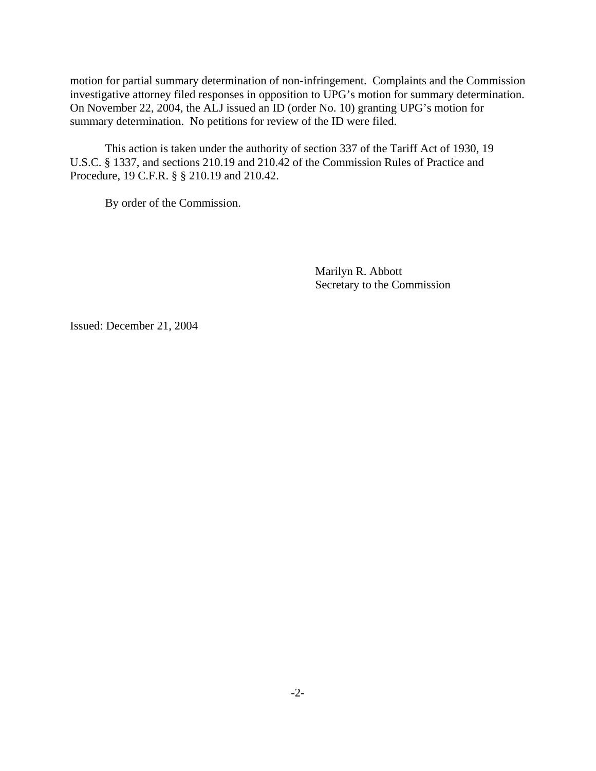motion for partial summary determination of non-infringement. Complaints and the Commission investigative attorney filed responses in opposition to UPG's motion for summary determination. On November 22, 2004, the ALJ issued an ID (order No. 10) granting UPG's motion for summary determination. No petitions for review of the ID were filed.

This action is taken under the authority of section 337 of the Tariff Act of 1930, 19 U.S.C. § 1337, and sections 210.19 and 210.42 of the Commission Rules of Practice and Procedure, 19 C.F.R. § § 210.19 and 210.42.

By order of the Commission.

Marilyn R. Abbott
Secretary to the Commission

Issued: December 21, 2004